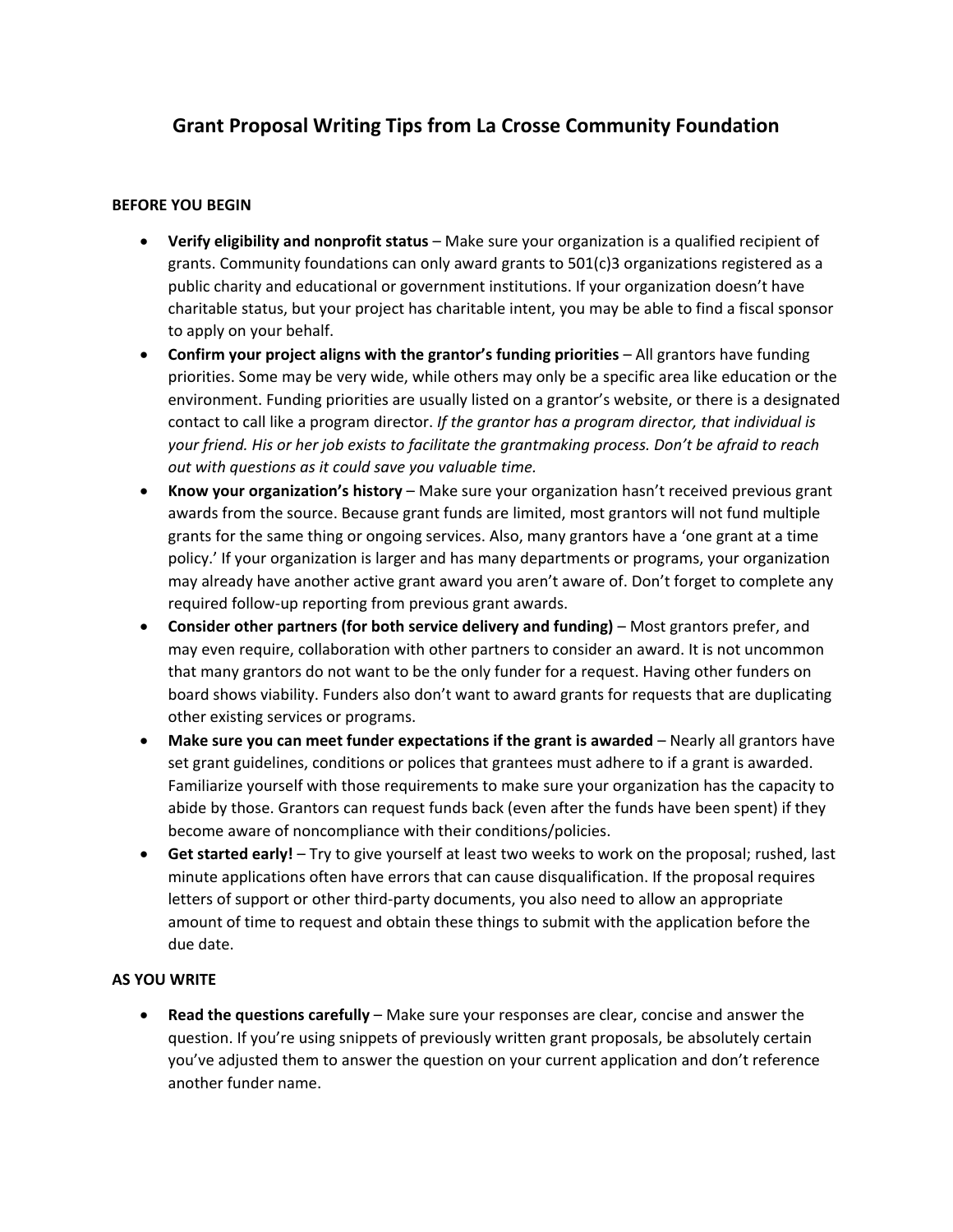# Grant Proposal Writing Tips from La Crosse Community Foundation

**BEFORE YOU BEGIN**

- **Verify eligibility and nonprofit status** – Make sure your organization is a qualified recipient of grants. Community foundations can only award grants to 501(c)3 organizations registered as a public charity and educational or government institutions. If your organization doesn't have charitable status, but your project has charitable intent, you may be able to find a fiscal sponsor to apply on your behalf.
- **Confirm your project aligns with the grantor's funding priorities** – All grantors have funding priorities. Some may be very wide, while others may only be a specific area like education or the environment. Funding priorities are usually listed on a grantor's website, or there is a designated contact to call like a program director. *If the grantor has a program director, that individual is your friend. His or her job exists to facilitate the grantmaking process. Don't be afraid to reach out with questions as it could save you valuable time.*
- **Know your organization's history** – Make sure your organization hasn't received previous grant awards from the source. Because grant funds are limited, most grantors will not fund multiple grants for the same thing or ongoing services. Also, many grantors have a 'one grant at a time policy.' If your organization is larger and has many departments or programs, your organization may already have another active grant award you aren't aware of. Don't forget to complete any required follow-up reporting from previous grant awards.
- **Consider other partners (for both service delivery and funding)** – Most grantors prefer, and may even require, collaboration with other partners to consider an award. It is not uncommon that many grantors do not want to be the only funder for a request. Having other funders on board shows viability. Funders also don't want to award grants for requests that are duplicating other existing services or programs.
- **Make sure you can meet funder expectations if the grant is awarded** – Nearly all grantors have set grant guidelines, conditions or polices that grantees must adhere to if a grant is awarded. Familiarize yourself with those requirements to make sure your organization has the capacity to abide by those. Grantors can request funds back (even after the funds have been spent) if they become aware of noncompliance with their conditions/policies.
- **Get started early!** – Try to give yourself at least two weeks to work on the proposal; rushed, last minute applications often have errors that can cause disqualification. If the proposal requires letters of support or other third-party documents, you also need to allow an appropriate amount of time to request and obtain these things to submit with the application before the due date.

**AS YOU WRITE**

- **Read the questions carefully** – Make sure your responses are clear, concise and answer the question. If you're using snippets of previously written grant proposals, be absolutely certain you've adjusted them to answer the question on your current application and don't reference another funder name.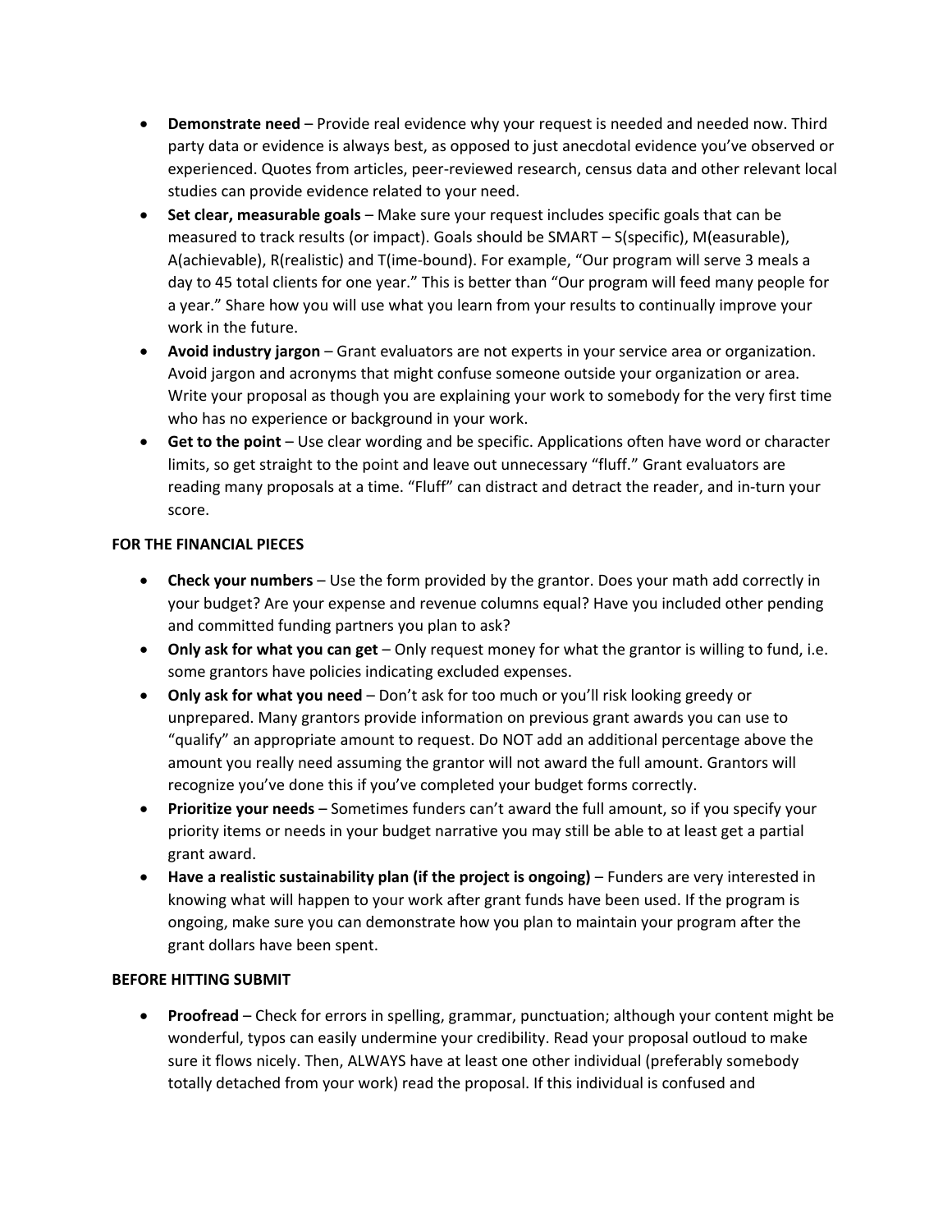- **Demonstrate need** – Provide real evidence why your request is needed and needed now. Third party data or evidence is always best, as opposed to just anecdotal evidence you've observed or experienced. Quotes from articles, peer-reviewed research, census data and other relevant local studies can provide evidence related to your need.
- **Set clear, measurable goals** – Make sure your request includes specific goals that can be measured to track results (or impact). Goals should be SMART – S(specific), M(easurable), A(achievable), R(realistic) and T(ime-bound). For example, "Our program will serve 3 meals a day to 45 total clients for one year." This is better than "Our program will feed many people for a year." Share how you will use what you learn from your results to continually improve your work in the future.
- **Avoid industry jargon** – Grant evaluators are not experts in your service area or organization. Avoid jargon and acronyms that might confuse someone outside your organization or area. Write your proposal as though you are explaining your work to somebody for the very first time who has no experience or background in your work.
- **Get to the point** – Use clear wording and be specific. Applications often have word or character limits, so get straight to the point and leave out unnecessary "fluff." Grant evaluators are reading many proposals at a time. "Fluff" can distract and detract the reader, and in-turn your score.

**FOR THE FINANCIAL PIECES**

- **Check your numbers** – Use the form provided by the grantor. Does your math add correctly in your budget? Are your expense and revenue columns equal? Have you included other pending and committed funding partners you plan to ask?
- **Only ask for what you can get** – Only request money for what the grantor is willing to fund, i.e. some grantors have policies indicating excluded expenses.
- **Only ask for what you need** – Don't ask for too much or you'll risk looking greedy or unprepared. Many grantors provide information on previous grant awards you can use to "qualify" an appropriate amount to request. Do NOT add an additional percentage above the amount you really need assuming the grantor will not award the full amount. Grantors will recognize you've done this if you've completed your budget forms correctly.
- **Prioritize your needs** – Sometimes funders can't award the full amount, so if you specify your priority items or needs in your budget narrative you may still be able to at least get a partial grant award.
- **Have a realistic sustainability plan (if the project is ongoing)** – Funders are very interested in knowing what will happen to your work after grant funds have been used. If the program is ongoing, make sure you can demonstrate how you plan to maintain your program after the grant dollars have been spent.

**BEFORE HITTING SUBMIT**

- **Proofread** – Check for errors in spelling, grammar, punctuation; although your content might be wonderful, typos can easily undermine your credibility. Read your proposal outloud to make sure it flows nicely. Then, ALWAYS have at least one other individual (preferably somebody totally detached from your work) read the proposal. If this individual is confused and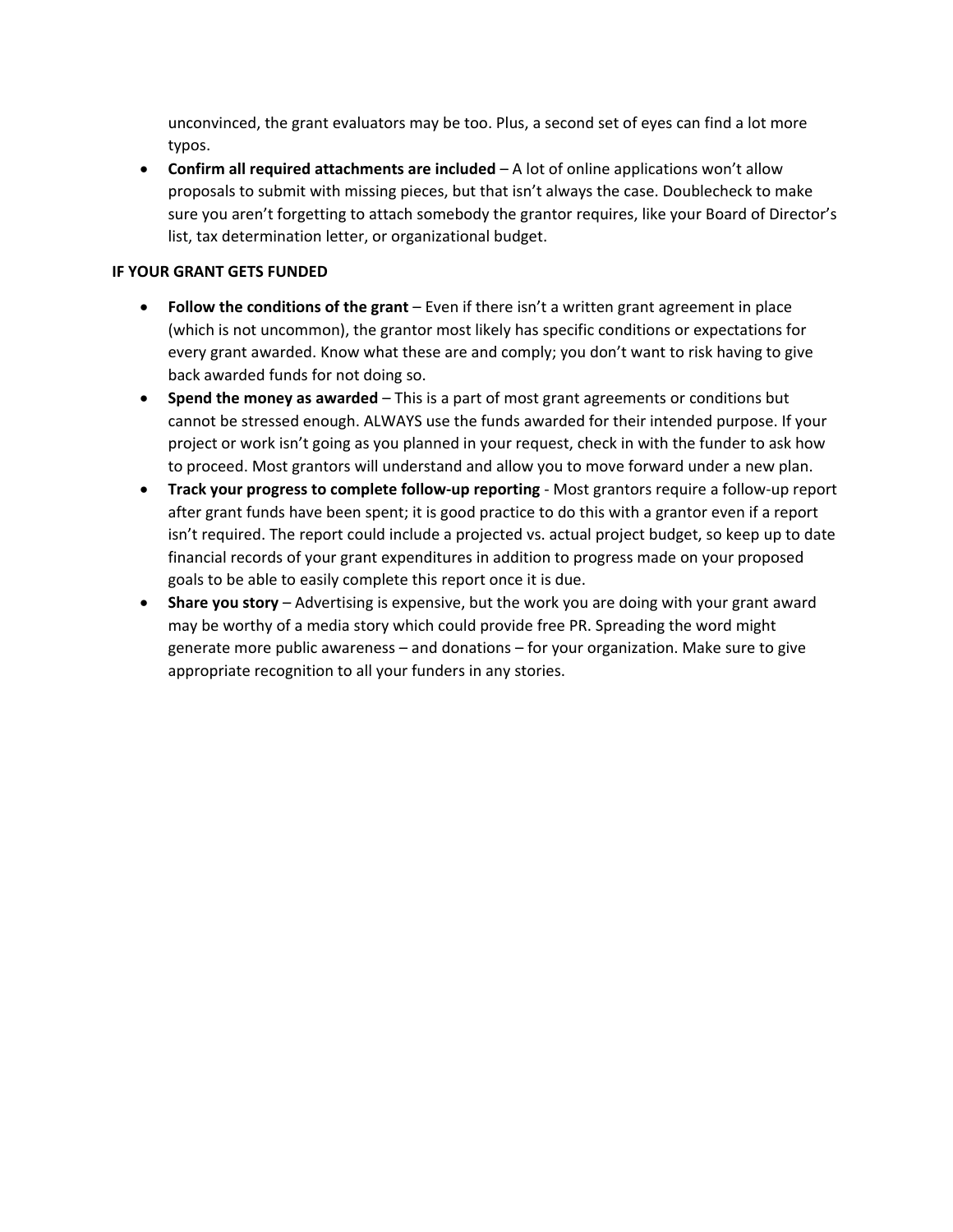unconvinced, the grant evaluators may be too. Plus, a second set of eyes can find a lot more typos.

- **Confirm all required attachments are included** – A lot of online applications won't allow proposals to submit with missing pieces, but that isn't always the case. Doublecheck to make sure you aren't forgetting to attach somebody the grantor requires, like your Board of Director's list, tax determination letter, or organizational budget.

**IF YOUR GRANT GETS FUNDED**

- **Follow the conditions of the grant** – Even if there isn't a written grant agreement in place (which is not uncommon), the grantor most likely has specific conditions or expectations for every grant awarded. Know what these are and comply; you don't want to risk having to give back awarded funds for not doing so.
- **Spend the money as awarded** – This is a part of most grant agreements or conditions but cannot be stressed enough. ALWAYS use the funds awarded for their intended purpose. If your project or work isn't going as you planned in your request, check in with the funder to ask how to proceed. Most grantors will understand and allow you to move forward under a new plan.
- **Track your progress to complete follow-up reporting** - Most grantors require a follow-up report after grant funds have been spent; it is good practice to do this with a grantor even if a report isn't required. The report could include a projected vs. actual project budget, so keep up to date financial records of your grant expenditures in addition to progress made on your proposed goals to be able to easily complete this report once it is due.
- **Share you story** – Advertising is expensive, but the work you are doing with your grant award may be worthy of a media story which could provide free PR. Spreading the word might generate more public awareness – and donations – for your organization. Make sure to give appropriate recognition to all your funders in any stories.